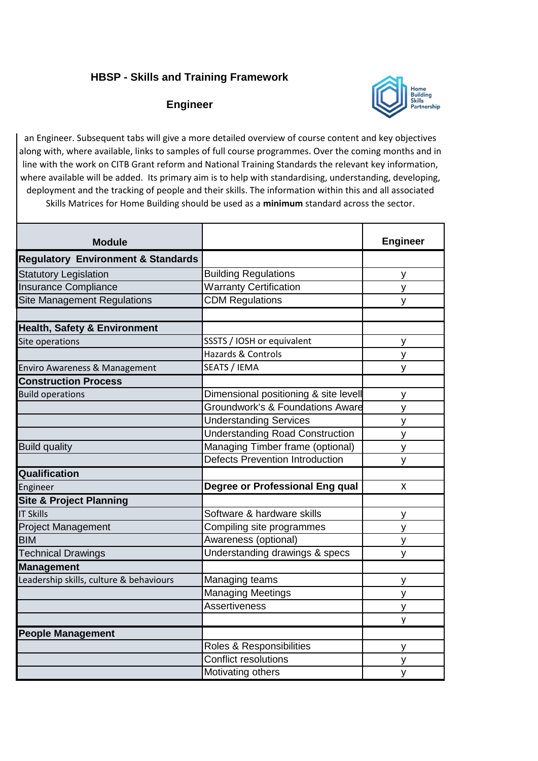# HBSP - Skills and Training Framework

## Engineer

Home Building Skills Partnership

an Engineer. Subsequent tabs will give a more detailed overview of course content and key objectives along with, where available, links to samples of full course programmes. Over the coming months and in line with the work on CITB Grant reform and National Training Standards the relevant key information, where available will be added. Its primary aim is to help with standardising, understanding, developing, deployment and the tracking of people and their skills. The information within this and all associated Skills Matrices for Home Building should be used as a **minimum** standard across the sector.

| Module | | Engineer |
|---|---|---|
| **Regulatory Environment & Standards** | | |
| Statutory Legislation | Building Regulations | y |
| Insurance Compliance | Warranty Certification | y |
| Site Management Regulations | CDM Regulations | y |
| | | |
| **Health, Safety & Environment** | | |
| Site operations | SSSTS / IOSH or equivalent | y |
| | Hazards & Controls | y |
| Enviro Awareness & Management | SEATS / IEMA | y |
| **Construction Process** | | |
| Build operations | Dimensional positioning & site levell | y |
| | Groundwork's & Foundations Aware | y |
| | Understanding Services | y |
| | Understanding Road Construction | y |
| Build quality | Managing Timber frame (optional) | y |
| | Defects Prevention Introduction | y |
| **Qualification** | | |
| Engineer | **Degree or Professional Eng qual** | X |
| **Site & Project Planning** | | |
| IT Skills | Software & hardware skills | y |
| Project Management | Compiling site programmes | y |
| BIM | Awareness (optional) | y |
| Technical Drawings | Understanding drawings & specs | y |
| **Management** | | |
| Leadership skills, culture & behaviours | Managing teams | y |
| | Managing Meetings | y |
| | Assertiveness | y |
| | | y |
| **People Management** | | |
| | Roles & Responsibilities | y |
| | Conflict resolutions | y |
| | Motivating others | y |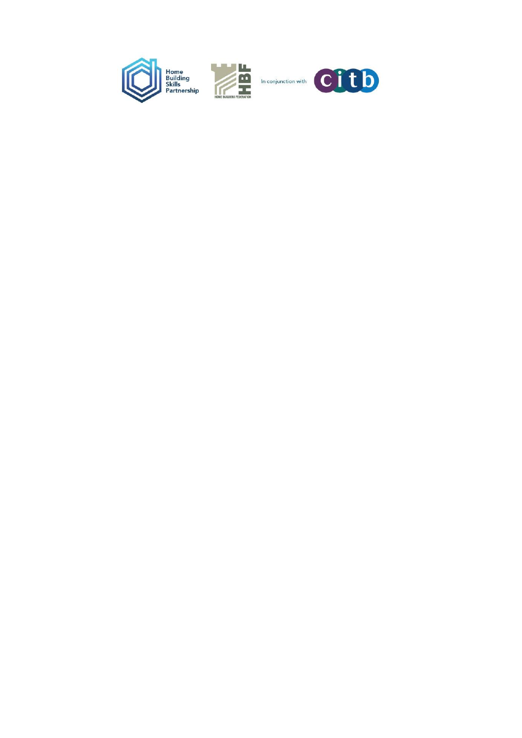Home Building Skills Partnership

HBF HOME BUILDERS FEDERATION

In conjunction with

citb